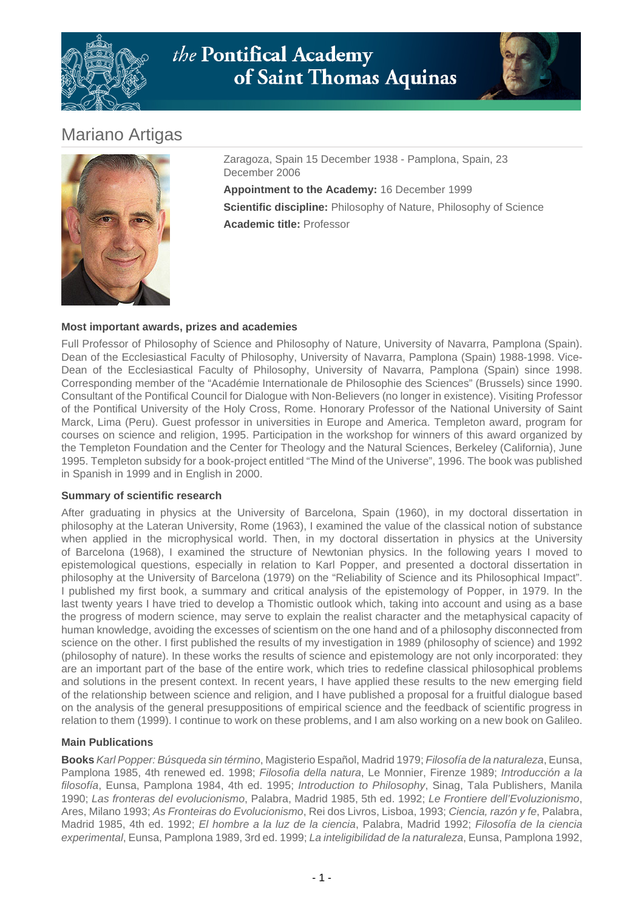# Mariano Artigas

Zaragoza, Spain 15 December 1938 - Pamplona, Spain, 23 December 2006

**Appointment to the Academy:** 16 December 1999

**Scientific discipline:** Philosophy of Nature, Philosophy of Science

**Academic title:** Professor

### Most important awards, prizes and academies

Full Professor of Philosophy of Science and Philosophy of Nature, University of Navarra, Pamplona (Spain). Dean of the Ecclesiastical Faculty of Philosophy, University of Navarra, Pamplona (Spain) 1988-1998. Vice-Dean of the Ecclesiastical Faculty of Philosophy, University of Navarra, Pamplona (Spain) since 1998. Corresponding member of the "Académie Internationale de Philosophie des Sciences" (Brussels) since 1990. Consultant of the Pontifical Council for Dialogue with Non-Believers (no longer in existence). Visiting Professor of the Pontifical University of the Holy Cross, Rome. Honorary Professor of the National University of Saint Marck, Lima (Peru). Guest professor in universities in Europe and America. Templeton award, program for courses on science and religion, 1995. Participation in the workshop for winners of this award organized by the Templeton Foundation and the Center for Theology and the Natural Sciences, Berkeley (California), June 1995. Templeton subsidy for a book-project entitled "The Mind of the Universe", 1996. The book was published in Spanish in 1999 and in English in 2000.

### Summary of scientific research

After graduating in physics at the University of Barcelona, Spain (1960), in my doctoral dissertation in philosophy at the Lateran University, Rome (1963), I examined the value of the classical notion of substance when applied in the microphysical world. Then, in my doctoral dissertation in physics at the University of Barcelona (1968), I examined the structure of Newtonian physics. In the following years I moved to epistemological questions, especially in relation to Karl Popper, and presented a doctoral dissertation in philosophy at the University of Barcelona (1979) on the "Reliability of Science and its Philosophical Impact". I published my first book, a summary and critical analysis of the epistemology of Popper, in 1979. In the last twenty years I have tried to develop a Thomistic outlook which, taking into account and using as a base the progress of modern science, may serve to explain the realist character and the metaphysical capacity of human knowledge, avoiding the excesses of scientism on the one hand and of a philosophy disconnected from science on the other. I first published the results of my investigation in 1989 (philosophy of science) and 1992 (philosophy of nature). In these works the results of science and epistemology are not only incorporated: they are an important part of the base of the entire work, which tries to redefine classical philosophical problems and solutions in the present context. In recent years, I have applied these results to the new emerging field of the relationship between science and religion, and I have published a proposal for a fruitful dialogue based on the analysis of the general presuppositions of empirical science and the feedback of scientific progress in relation to them (1999). I continue to work on these problems, and I am also working on a new book on Galileo.

### Main Publications

**Books** *Karl Popper: Búsqueda sin término*, Magisterio Español, Madrid 1979; *Filosofía de la naturaleza*, Eunsa, Pamplona 1985, 4th renewed ed. 1998; *Filosofia della natura*, Le Monnier, Firenze 1989; *Introducción a la filosofía*, Eunsa, Pamplona 1984, 4th ed. 1995; *Introduction to Philosophy*, Sinag, Tala Publishers, Manila 1990; *Las fronteras del evolucionismo*, Palabra, Madrid 1985, 5th ed. 1992; *Le Frontiere dell'Evoluzionismo*, Ares, Milano 1993; *As Fronteiras do Evolucionismo*, Rei dos Livros, Lisboa, 1993; *Ciencia, razón y fe*, Palabra, Madrid 1985, 4th ed. 1992; *El hombre a la luz de la ciencia*, Palabra, Madrid 1992; *Filosofía de la ciencia experimental*, Eunsa, Pamplona 1989, 3rd ed. 1999; *La inteligibilidad de la naturaleza*, Eunsa, Pamplona 1992,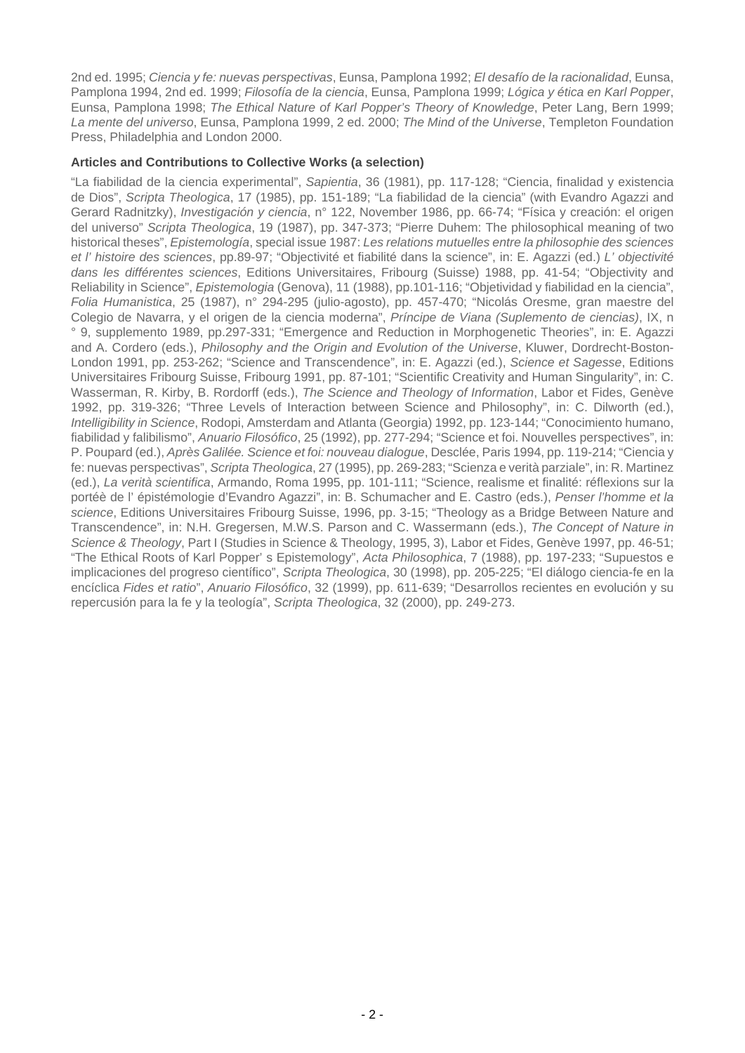2nd ed. 1995; *Ciencia y fe: nuevas perspectivas*, Eunsa, Pamplona 1992; *El desafío de la racionalidad*, Eunsa, Pamplona 1994, 2nd ed. 1999; *Filosofía de la ciencia*, Eunsa, Pamplona 1999; *Lógica y ética en Karl Popper*, Eunsa, Pamplona 1998; *The Ethical Nature of Karl Popper's Theory of Knowledge*, Peter Lang, Bern 1999; *La mente del universo*, Eunsa, Pamplona 1999, 2 ed. 2000; *The Mind of the Universe*, Templeton Foundation Press, Philadelphia and London 2000.

**Articles and Contributions to Collective Works (a selection)**

"La fiabilidad de la ciencia experimental", *Sapientia*, 36 (1981), pp. 117-128; "Ciencia, finalidad y existencia de Dios", *Scripta Theologica*, 17 (1985), pp. 151-189; "La fiabilidad de la ciencia" (with Evandro Agazzi and Gerard Radnitzky), *Investigación y ciencia*, n° 122, November 1986, pp. 66-74; "Física y creación: el origen del universo" *Scripta Theologica*, 19 (1987), pp. 347-373; "Pierre Duhem: The philosophical meaning of two historical theses", *Epistemología*, special issue 1987: *Les relations mutuelles entre la philosophie des sciences et l' histoire des sciences*, pp.89-97; "Objectivité et fiabilité dans la science", in: E. Agazzi (ed.) *L' objectivité dans les différentes sciences*, Editions Universitaires, Fribourg (Suisse) 1988, pp. 41-54; "Objectivity and Reliability in Science", *Epistemologia* (Genova), 11 (1988), pp.101-116; "Objetividad y fiabilidad en la ciencia", *Folia Humanistica*, 25 (1987), n° 294-295 (julio-agosto), pp. 457-470; "Nicolás Oresme, gran maestre del Colegio de Navarra, y el origen de la ciencia moderna", *Príncipe de Viana (Suplemento de ciencias)*, IX, n ° 9, supplemento 1989, pp.297-331; "Emergence and Reduction in Morphogenetic Theories", in: E. Agazzi and A. Cordero (eds.), *Philosophy and the Origin and Evolution of the Universe*, Kluwer, Dordrecht-Boston-London 1991, pp. 253-262; "Science and Transcendence", in: E. Agazzi (ed.), *Science et Sagesse*, Editions Universitaires Fribourg Suisse, Fribourg 1991, pp. 87-101; "Scientific Creativity and Human Singularity", in: C. Wasserman, R. Kirby, B. Rordorff (eds.), *The Science and Theology of Information*, Labor et Fides, Genève 1992, pp. 319-326; "Three Levels of Interaction between Science and Philosophy", in: C. Dilworth (ed.), *Intelligibility in Science*, Rodopi, Amsterdam and Atlanta (Georgia) 1992, pp. 123-144; "Conocimiento humano, fiabilidad y falibilismo", *Anuario Filosófico*, 25 (1992), pp. 277-294; "Science et foi. Nouvelles perspectives", in: P. Poupard (ed.), *Après Galilée. Science et foi: nouveau dialogue*, Desclée, Paris 1994, pp. 119-214; "Ciencia y fe: nuevas perspectivas", *Scripta Theologica*, 27 (1995), pp. 269-283; "Scienza e verità parziale", in: R. Martinez (ed.), *La verità scientifica*, Armando, Roma 1995, pp. 101-111; "Science, realisme et finalité: réflexions sur la portéè de l' épistémologie d'Evandro Agazzi", in: B. Schumacher and E. Castro (eds.), *Penser l'homme et la science*, Editions Universitaires Fribourg Suisse, 1996, pp. 3-15; "Theology as a Bridge Between Nature and Transcendence", in: N.H. Gregersen, M.W.S. Parson and C. Wassermann (eds.), *The Concept of Nature in Science & Theology*, Part I (Studies in Science & Theology, 1995, 3), Labor et Fides, Genève 1997, pp. 46-51; "The Ethical Roots of Karl Popper' s Epistemology", *Acta Philosophica*, 7 (1988), pp. 197-233; "Supuestos e implicaciones del progreso científico", *Scripta Theologica*, 30 (1998), pp. 205-225; "El diálogo ciencia-fe en la encíclica *Fides et ratio*", *Anuario Filosófico*, 32 (1999), pp. 611-639; "Desarrollos recientes en evolución y su repercusión para la fe y la teología", *Scripta Theologica*, 32 (2000), pp. 249-273.